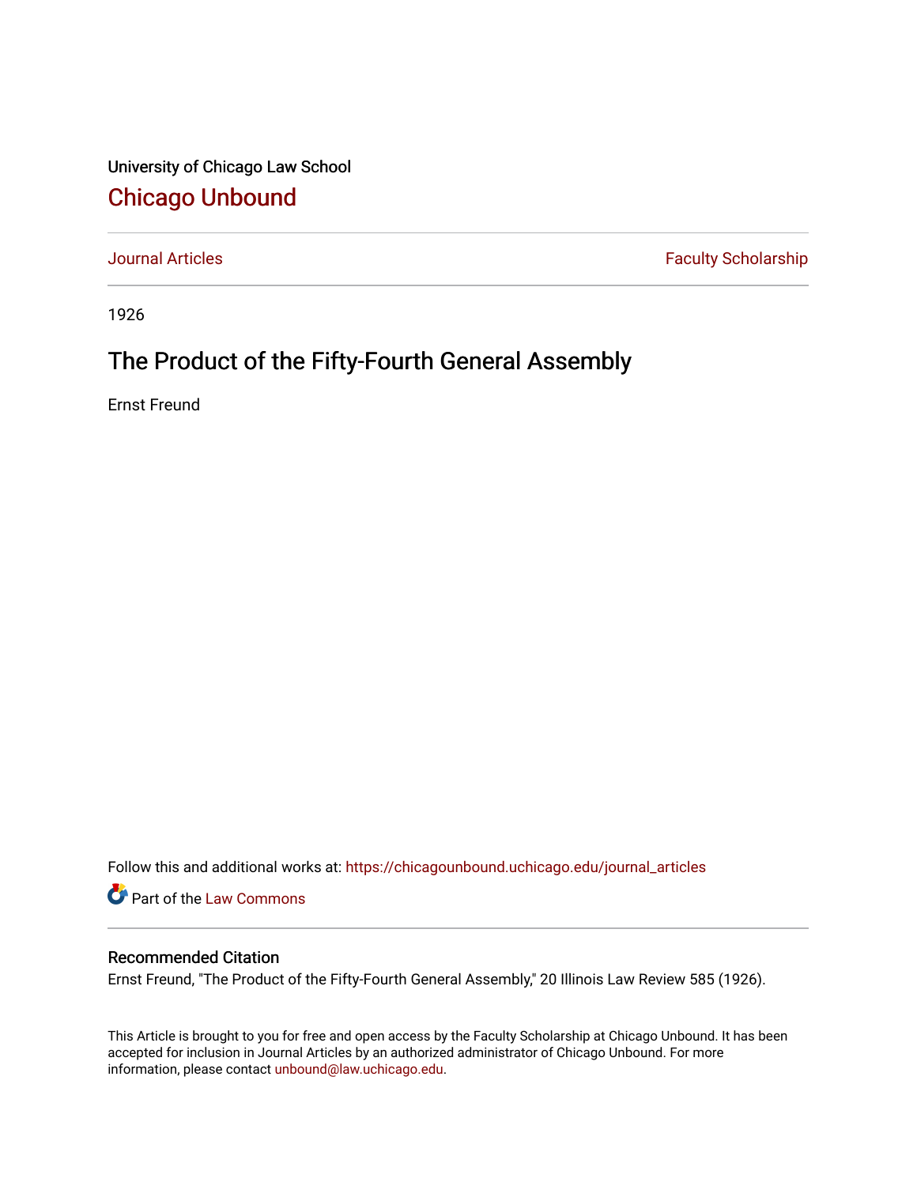University of Chicago Law School

# Chicago Unbound

Journal Articles | Faculty Scholarship

1926

## The Product of the Fifty-Fourth General Assembly

Ernst Freund

Follow this and additional works at: https://chicagounbound.uchicago.edu/journal_articles

Part of the Law Commons

### Recommended Citation

Ernst Freund, "The Product of the Fifty-Fourth General Assembly," 20 Illinois Law Review 585 (1926).

This Article is brought to you for free and open access by the Faculty Scholarship at Chicago Unbound. It has been accepted for inclusion in Journal Articles by an authorized administrator of Chicago Unbound. For more information, please contact unbound@law.uchicago.edu.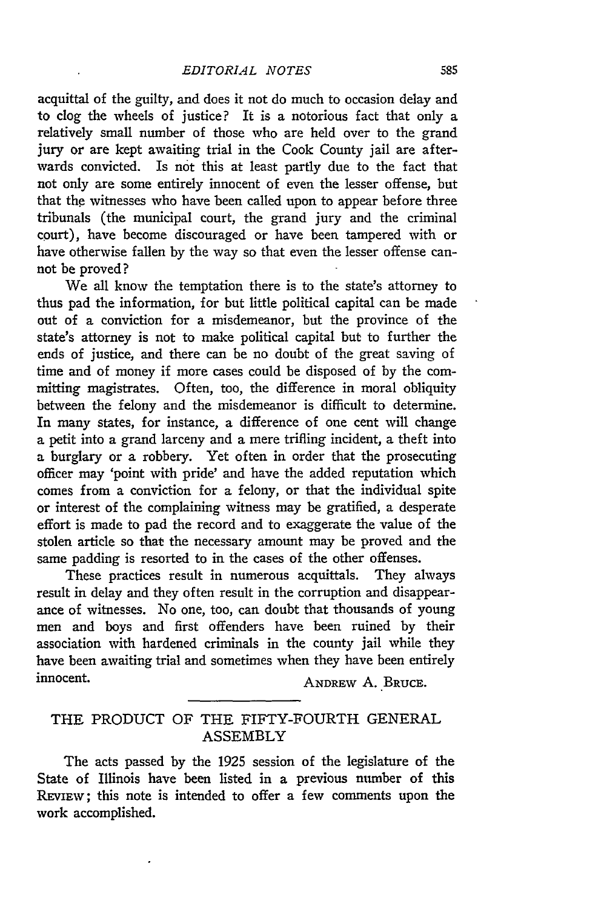acquittal of the guilty, and does it not do much to occasion delay and to clog the wheels of justice? It is a notorious fact that only a relatively small number of those who are held over to the grand jury or are kept awaiting trial in the Cook County jail are afterwards convicted. Is not this at least partly due to the fact that not only are some entirely innocent of even the lesser offense, but that the witnesses who have been called upon to appear before three tribunals (the municipal court, the grand jury and the criminal court), have become discouraged or have been tampered with or have otherwise fallen by the way so that even the lesser offense cannot be proved?

We all know the temptation there is to the state's attorney to thus pad the information, for but little political capital can be made out of a conviction for a misdemeanor, but the province of the state's attorney is not to make political capital but to further the ends of justice, and there can be no doubt of the great saving of time and of money if more cases could be disposed of by the committing magistrates. Often, too, the difference in moral obliquity between the felony and the misdemeanor is difficult to determine. In many states, for instance, a difference of one cent will change a petit into a grand larceny and a mere trifling incident, a theft into a burglary or a robbery. Yet often in order that the prosecuting officer may 'point with pride' and have the added reputation which comes from a conviction for a felony, or that the individual spite or interest of the complaining witness may be gratified, a desperate effort is made to pad the record and to exaggerate the value of the stolen article so that the necessary amount may be proved and the same padding is resorted to in the cases of the other offenses.

These practices result in numerous acquittals. They always result in delay and they often result in the corruption and disappearance of witnesses. No one, too, can doubt that thousands of young men and boys and first offenders have been ruined by their association with hardened criminals in the county jail while they have been awaiting trial and sometimes when they have been entirely innocent.

ANDREW A. BRUCE.

## THE PRODUCT OF THE FIFTY-FOURTH GENERAL ASSEMBLY

The acts passed by the 1925 session of the legislature of the State of Illinois have been listed in a previous number of this REVIEW; this note is intended to offer a few comments upon the work accomplished.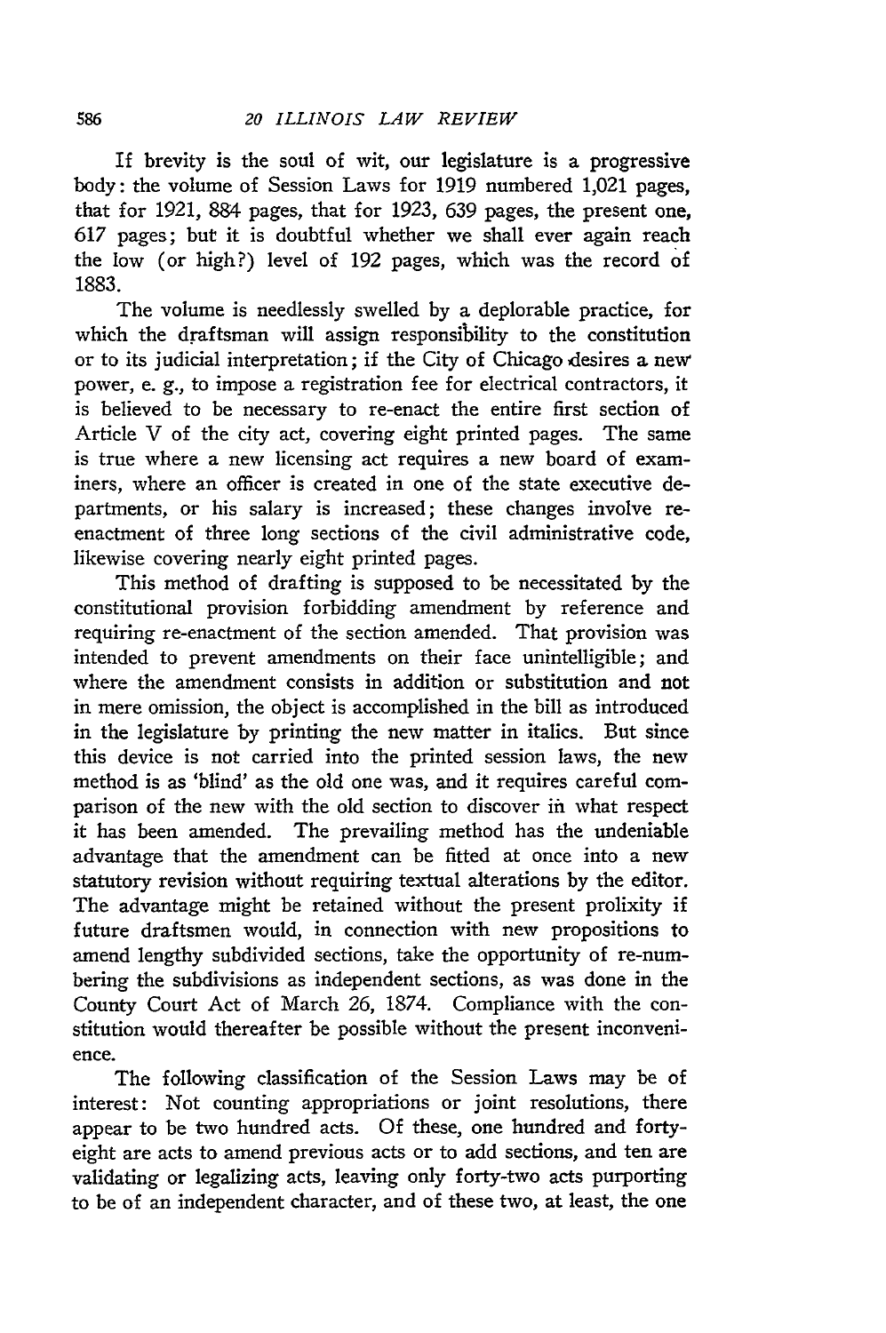If brevity is the soul of wit, our legislature is a progressive body: the volume of Session Laws for 1919 numbered 1,021 pages, that for 1921, 884 pages, that for 1923, 639 pages, the present one, 617 pages; but it is doubtful whether we shall ever again reach the low (or high?) level of 192 pages, which was the record of 1883.

The volume is needlessly swelled by a deplorable practice, for which the draftsman will assign responsibility to the constitution or to its judicial interpretation; if the City of Chicago desires a new power, e. g., to impose a registration fee for electrical contractors, it is believed to be necessary to re-enact the entire first section of Article V of the city act, covering eight printed pages. The same is true where a new licensing act requires a new board of examiners, where an officer is created in one of the state executive departments, or his salary is increased; these changes involve re-enactment of three long sections of the civil administrative code, likewise covering nearly eight printed pages.

This method of drafting is supposed to be necessitated by the constitutional provision forbidding amendment by reference and requiring re-enactment of the section amended. That provision was intended to prevent amendments on their face unintelligible; and where the amendment consists in addition or substitution and not in mere omission, the object is accomplished in the bill as introduced in the legislature by printing the new matter in italics. But since this device is not carried into the printed session laws, the new method is as 'blind' as the old one was, and it requires careful comparison of the new with the old section to discover in what respect it has been amended. The prevailing method has the undeniable advantage that the amendment can be fitted at once into a new statutory revision without requiring textual alterations by the editor. The advantage might be retained without the present prolixity if future draftsmen would, in connection with new propositions to amend lengthy subdivided sections, take the opportunity of re-numbering the subdivisions as independent sections, as was done in the County Court Act of March 26, 1874. Compliance with the constitution would thereafter be possible without the present inconvenience.

The following classification of the Session Laws may be of interest: Not counting appropriations or joint resolutions, there appear to be two hundred acts. Of these, one hundred and forty-eight are acts to amend previous acts or to add sections, and ten are validating or legalizing acts, leaving only forty-two acts purporting to be of an independent character, and of these two, at least, the one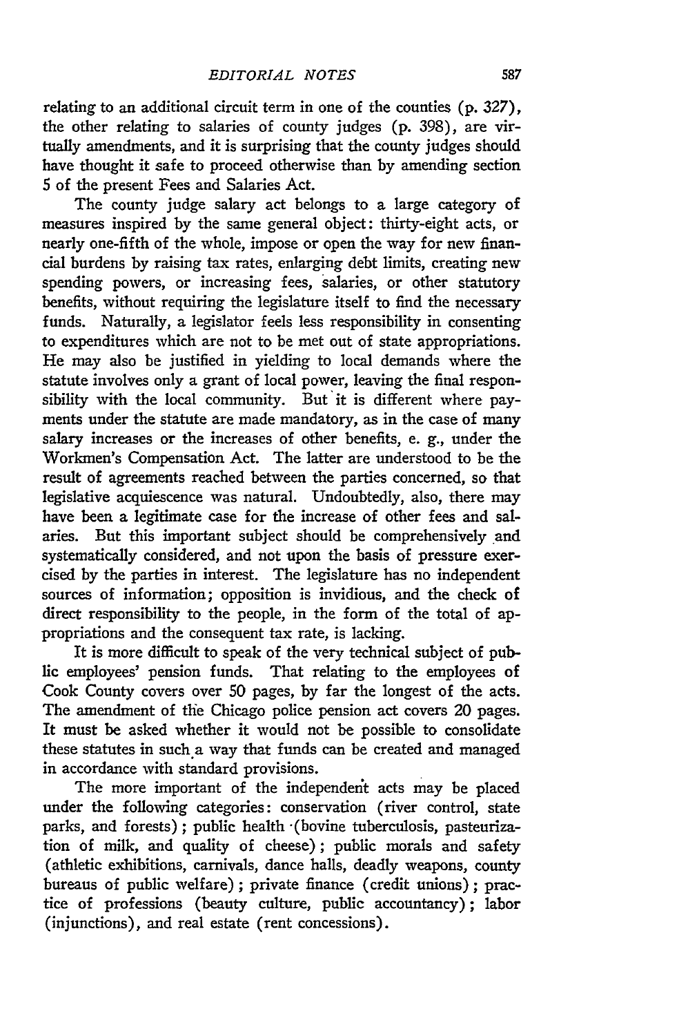relating to an additional circuit term in one of the counties (p. 327), the other relating to salaries of county judges (p. 398), are virtually amendments, and it is surprising that the county judges should have thought it safe to proceed otherwise than by amending section 5 of the present Fees and Salaries Act.

The county judge salary act belongs to a large category of measures inspired by the same general object: thirty-eight acts, or nearly one-fifth of the whole, impose or open the way for new financial burdens by raising tax rates, enlarging debt limits, creating new spending powers, or increasing fees, salaries, or other statutory benefits, without requiring the legislature itself to find the necessary funds. Naturally, a legislator feels less responsibility in consenting to expenditures which are not to be met out of state appropriations. He may also be justified in yielding to local demands where the statute involves only a grant of local power, leaving the final responsibility with the local community. But it is different where payments under the statute are made mandatory, as in the case of many salary increases or the increases of other benefits, e. g., under the Workmen's Compensation Act. The latter are understood to be the result of agreements reached between the parties concerned, so that legislative acquiescence was natural. Undoubtedly, also, there may have been a legitimate case for the increase of other fees and salaries. But this important subject should be comprehensively and systematically considered, and not upon the basis of pressure exercised by the parties in interest. The legislature has no independent sources of information; opposition is invidious, and the check of direct responsibility to the people, in the form of the total of appropriations and the consequent tax rate, is lacking.

It is more difficult to speak of the very technical subject of public employees' pension funds. That relating to the employees of Cook County covers over 50 pages, by far the longest of the acts. The amendment of the Chicago police pension act covers 20 pages. It must be asked whether it would not be possible to consolidate these statutes in such a way that funds can be created and managed in accordance with standard provisions.

The more important of the independent acts may be placed under the following categories: conservation (river control, state parks, and forests); public health (bovine tuberculosis, pasteurization of milk, and quality of cheese); public morals and safety (athletic exhibitions, carnivals, dance halls, deadly weapons, county bureaus of public welfare); private finance (credit unions); practice of professions (beauty culture, public accountancy); labor (injunctions), and real estate (rent concessions).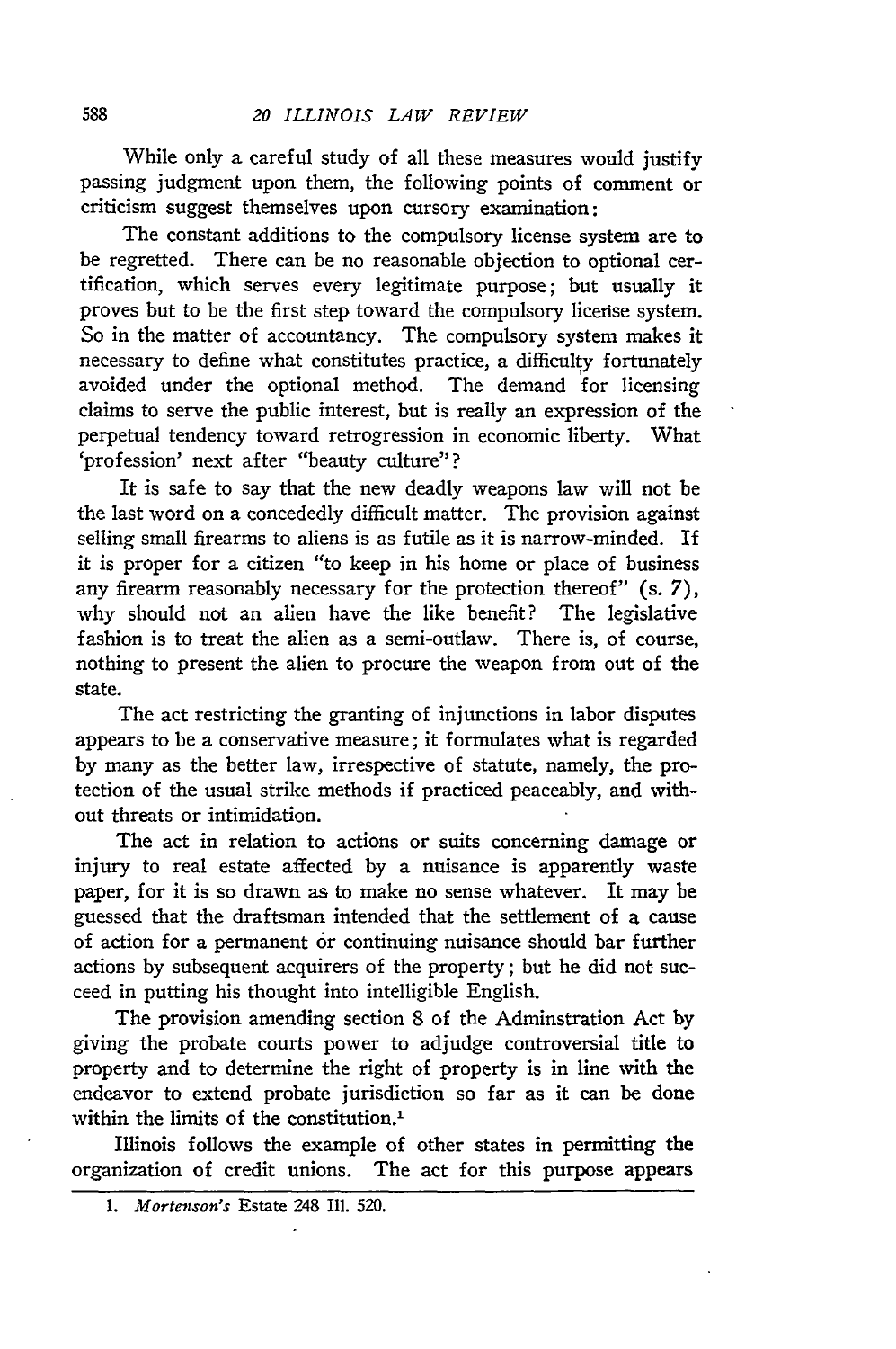While only a careful study of all these measures would justify passing judgment upon them, the following points of comment or criticism suggest themselves upon cursory examination:

The constant additions to the compulsory license system are to be regretted. There can be no reasonable objection to optional certification, which serves every legitimate purpose; but usually it proves but to be the first step toward the compulsory license system. So in the matter of accountancy. The compulsory system makes it necessary to define what constitutes practice, a difficulty fortunately avoided under the optional method. The demand for licensing claims to serve the public interest, but is really an expression of the perpetual tendency toward retrogression in economic liberty. What 'profession' next after "beauty culture"?

It is safe to say that the new deadly weapons law will not be the last word on a concededly difficult matter. The provision against selling small firearms to aliens is as futile as it is narrow-minded. If it is proper for a citizen "to keep in his home or place of business any firearm reasonably necessary for the protection thereof" (s. 7), why should not an alien have the like benefit? The legislative fashion is to treat the alien as a semi-outlaw. There is, of course, nothing to present the alien to procure the weapon from out of the state.

The act restricting the granting of injunctions in labor disputes appears to be a conservative measure; it formulates what is regarded by many as the better law, irrespective of statute, namely, the protection of the usual strike methods if practiced peaceably, and without threats or intimidation.

The act in relation to actions or suits concerning damage or injury to real estate affected by a nuisance is apparently waste paper, for it is so drawn as to make no sense whatever. It may be guessed that the draftsman intended that the settlement of a cause of action for a permanent or continuing nuisance should bar further actions by subsequent acquirers of the property; but he did not succeed in putting his thought into intelligible English.

The provision amending section 8 of the Adminstration Act by giving the probate courts power to adjudge controversial title to property and to determine the right of property is in line with the endeavor to extend probate jurisdiction so far as it can be done within the limits of the constitution.[1]

Illinois follows the example of other states in permitting the organization of credit unions. The act for this purpose appears

---

1. *Mortenson's* Estate 248 Ill. 520.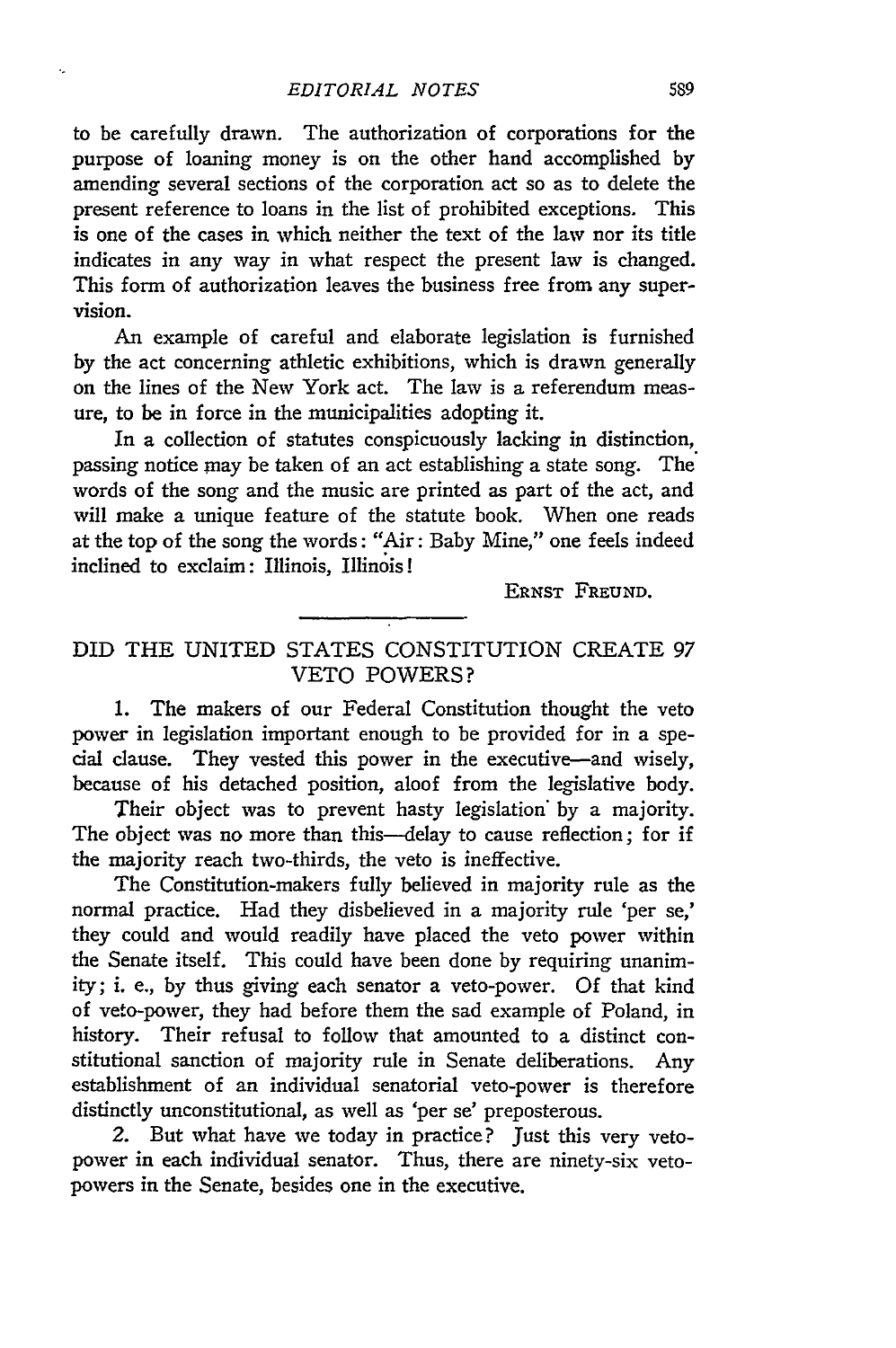to be carefully drawn. The authorization of corporations for the purpose of loaning money is on the other hand accomplished by amending several sections of the corporation act so as to delete the present reference to loans in the list of prohibited exceptions. This is one of the cases in which neither the text of the law nor its title indicates in any way in what respect the present law is changed. This form of authorization leaves the business free from any supervision.

An example of careful and elaborate legislation is furnished by the act concerning athletic exhibitions, which is drawn generally on the lines of the New York act. The law is a referendum measure, to be in force in the municipalities adopting it.

In a collection of statutes conspicuously lacking in distinction, passing notice may be taken of an act establishing a state song. The words of the song and the music are printed as part of the act, and will make a unique feature of the statute book. When one reads at the top of the song the words: "Air: Baby Mine," one feels indeed inclined to exclaim: Illinois, Illinois!

ERNST FREUND.

## DID THE UNITED STATES CONSTITUTION CREATE 97 VETO POWERS?

1. The makers of our Federal Constitution thought the veto power in legislation important enough to be provided for in a special clause. They vested this power in the executive—and wisely, because of his detached position, aloof from the legislative body.

Their object was to prevent hasty legislation by a majority. The object was no more than this—delay to cause reflection; for if the majority reach two-thirds, the veto is ineffective.

The Constitution-makers fully believed in majority rule as the normal practice. Had they disbelieved in a majority rule 'per se,' they could and would readily have placed the veto power within the Senate itself. This could have been done by requiring unanimity; i. e., by thus giving each senator a veto-power. Of that kind of veto-power, they had before them the sad example of Poland, in history. Their refusal to follow that amounted to a distinct constitutional sanction of majority rule in Senate deliberations. Any establishment of an individual senatorial veto-power is therefore distinctly unconstitutional, as well as 'per se' preposterous.

2. But what have we today in practice? Just this very veto-power in each individual senator. Thus, there are ninety-six veto-powers in the Senate, besides one in the executive.